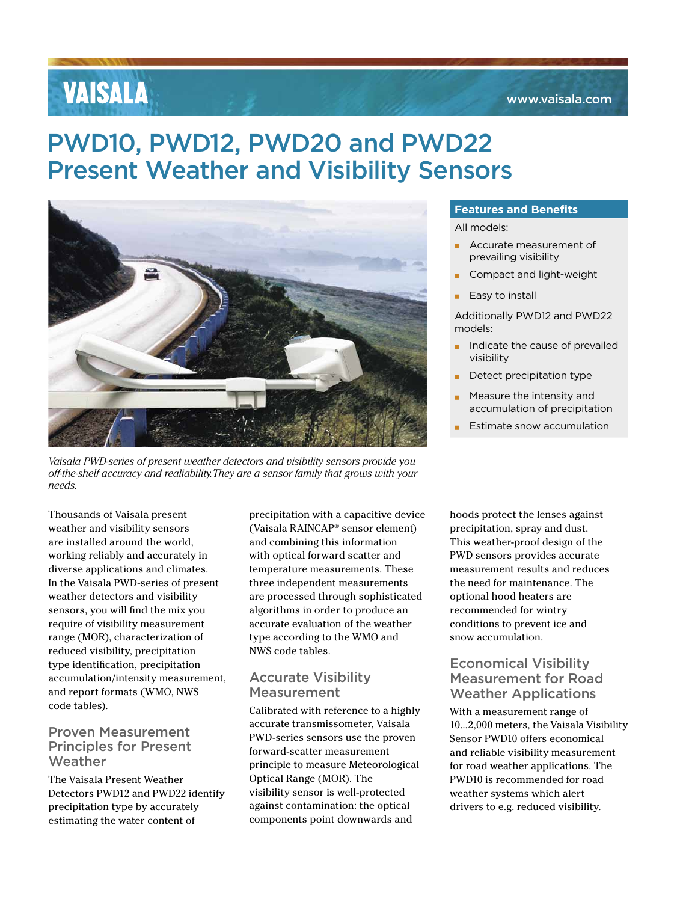VAISALA

www.vaisala.com

# PWD10, PWD12, PWD20 and PWD22 Present Weather and Visibility Sensors

*Vaisala PWD-series of present weather detectors and visibility sensors provide you off-the-shelf accuracy and realiability. They are a sensor family that grows with your needs.*

### Features and Benefits

All models:

- Accurate measurement of prevailing visibility
- Compact and light-weight
- Easy to install

Additionally PWD12 and PWD22 models:

- Indicate the cause of prevailed visibility
- Detect precipitation type
- Measure the intensity and accumulation of precipitation
- Estimate snow accumulation

Thousands of Vaisala present weather and visibility sensors are installed around the world, working reliably and accurately in diverse applications and climates. In the Vaisala PWD-series of present weather detectors and visibility sensors, you will find the mix you require of visibility measurement range (MOR), characterization of reduced visibility, precipitation type identification, precipitation accumulation/intensity measurement, and report formats (WMO, NWS code tables).

## Proven Measurement Principles for Present Weather

The Vaisala Present Weather Detectors PWD12 and PWD22 identify precipitation type by accurately estimating the water content of precipitation with a capacitive device (Vaisala RAINCAP® sensor element) and combining this information with optical forward scatter and temperature measurements. These three independent measurements are processed through sophisticated algorithms in order to produce an accurate evaluation of the weather type according to the WMO and NWS code tables.

## Accurate Visibility Measurement

Calibrated with reference to a highly accurate transmissometer, Vaisala PWD-series sensors use the proven forward-scatter measurement principle to measure Meteorological Optical Range (MOR). The visibility sensor is well-protected against contamination: the optical components point downwards and hoods protect the lenses against precipitation, spray and dust. This weather-proof design of the PWD sensors provides accurate measurement results and reduces the need for maintenance. The optional hood heaters are recommended for wintry conditions to prevent ice and snow accumulation.

## Economical Visibility Measurement for Road Weather Applications

With a measurement range of 10...2,000 meters, the Vaisala Visibility Sensor PWD10 offers economical and reliable visibility measurement for road weather applications. The PWD10 is recommended for road weather systems which alert drivers to e.g. reduced visibility.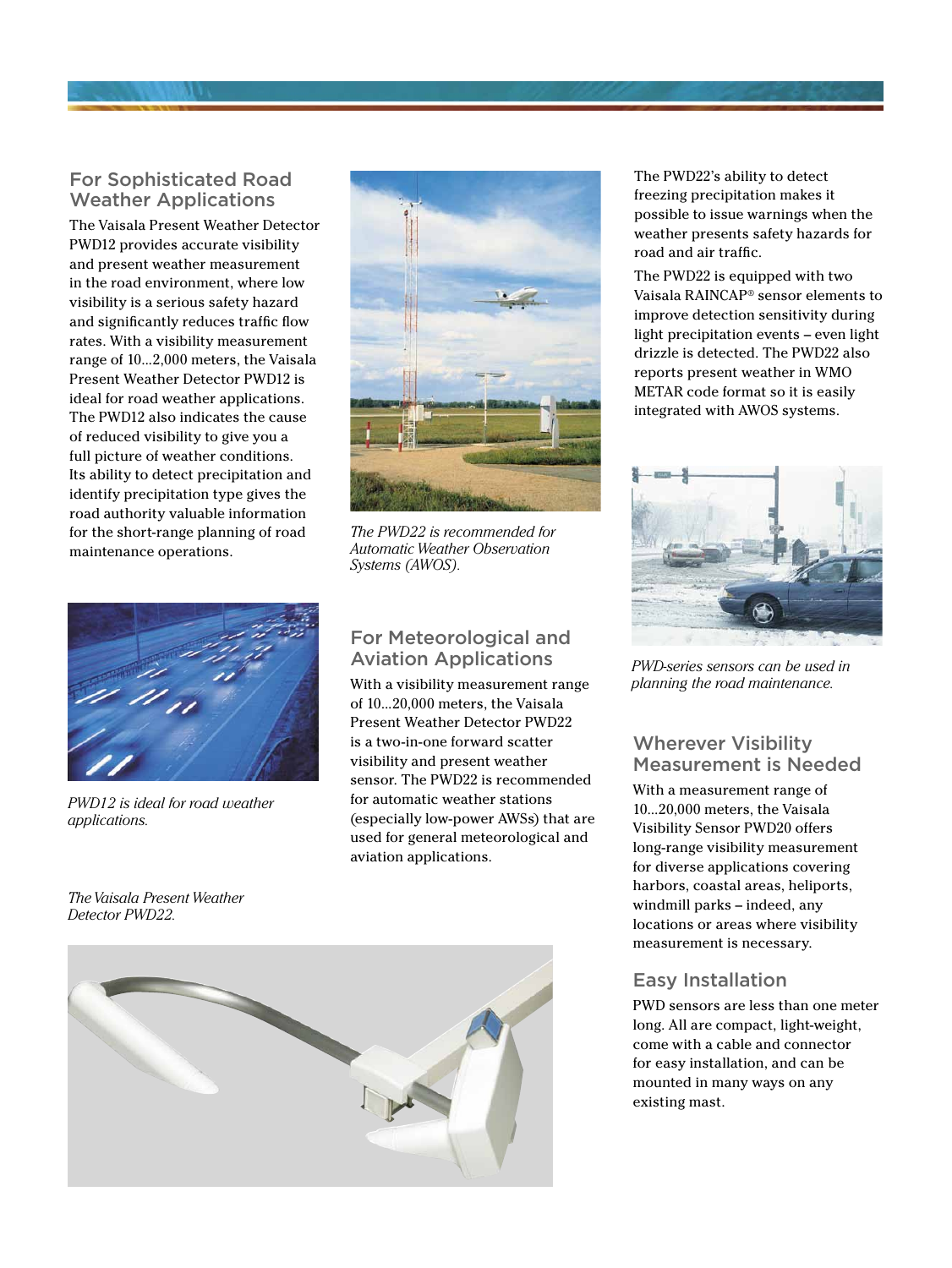## For Sophisticated Road Weather Applications

The Vaisala Present Weather Detector PWD12 provides accurate visibility and present weather measurement in the road environment, where low visibility is a serious safety hazard and significantly reduces traffic flow rates. With a visibility measurement range of 10...2,000 meters, the Vaisala Present Weather Detector PWD12 is ideal for road weather applications. The PWD12 also indicates the cause of reduced visibility to give you a full picture of weather conditions. Its ability to detect precipitation and identify precipitation type gives the road authority valuable information for the short-range planning of road maintenance operations.

*The PWD22 is recommended for Automatic Weather Observation Systems (AWOS).*

*PWD12 is ideal for road weather applications.*

## For Meteorological and Aviation Applications

With a visibility measurement range of 10...20,000 meters, the Vaisala Present Weather Detector PWD22 is a two-in-one forward scatter visibility and present weather sensor. The PWD22 is recommended for automatic weather stations (especially low-power AWSs) that are used for general meteorological and aviation applications.

*The Vaisala Present Weather Detector PWD22.*

The PWD22's ability to detect freezing precipitation makes it possible to issue warnings when the weather presents safety hazards for road and air traffic.

The PWD22 is equipped with two Vaisala RAINCAP® sensor elements to improve detection sensitivity during light precipitation events – even light drizzle is detected. The PWD22 also reports present weather in WMO METAR code format so it is easily integrated with AWOS systems.

*PWD-series sensors can be used in planning the road maintenance.*

## Wherever Visibility Measurement is Needed

With a measurement range of 10...20,000 meters, the Vaisala Visibility Sensor PWD20 offers long-range visibility measurement for diverse applications covering harbors, coastal areas, heliports, windmill parks – indeed, any locations or areas where visibility measurement is necessary.

## Easy Installation

PWD sensors are less than one meter long. All are compact, light-weight, come with a cable and connector for easy installation, and can be mounted in many ways on any existing mast.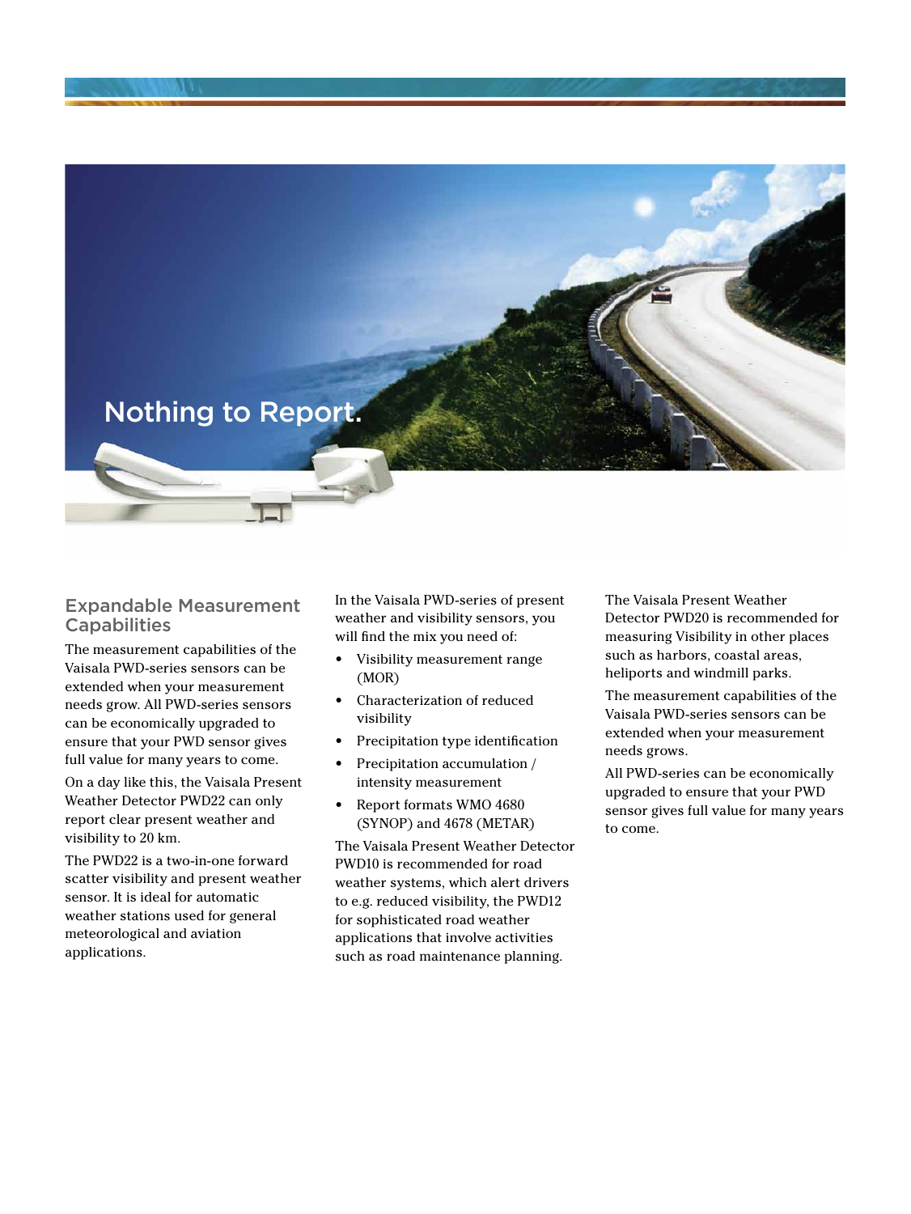Nothing to Report.

## Expandable Measurement Capabilities

The measurement capabilities of the Vaisala PWD-series sensors can be extended when your measurement needs grow. All PWD-series sensors can be economically upgraded to ensure that your PWD sensor gives full value for many years to come.

On a day like this, the Vaisala Present Weather Detector PWD22 can only report clear present weather and visibility to 20 km.

The PWD22 is a two-in-one forward scatter visibility and present weather sensor. It is ideal for automatic weather stations used for general meteorological and aviation applications.

In the Vaisala PWD-series of present weather and visibility sensors, you will find the mix you need of:

- Visibility measurement range (MOR)
- Characterization of reduced visibility
- Precipitation type identification
- Precipitation accumulation / intensity measurement
- Report formats WMO 4680 (SYNOP) and 4678 (METAR)

The Vaisala Present Weather Detector PWD10 is recommended for road weather systems, which alert drivers to e.g. reduced visibility, the PWD12 for sophisticated road weather applications that involve activities such as road maintenance planning.

The Vaisala Present Weather Detector PWD20 is recommended for measuring Visibility in other places such as harbors, coastal areas, heliports and windmill parks.

The measurement capabilities of the Vaisala PWD-series sensors can be extended when your measurement needs grows.

All PWD-series can be economically upgraded to ensure that your PWD sensor gives full value for many years to come.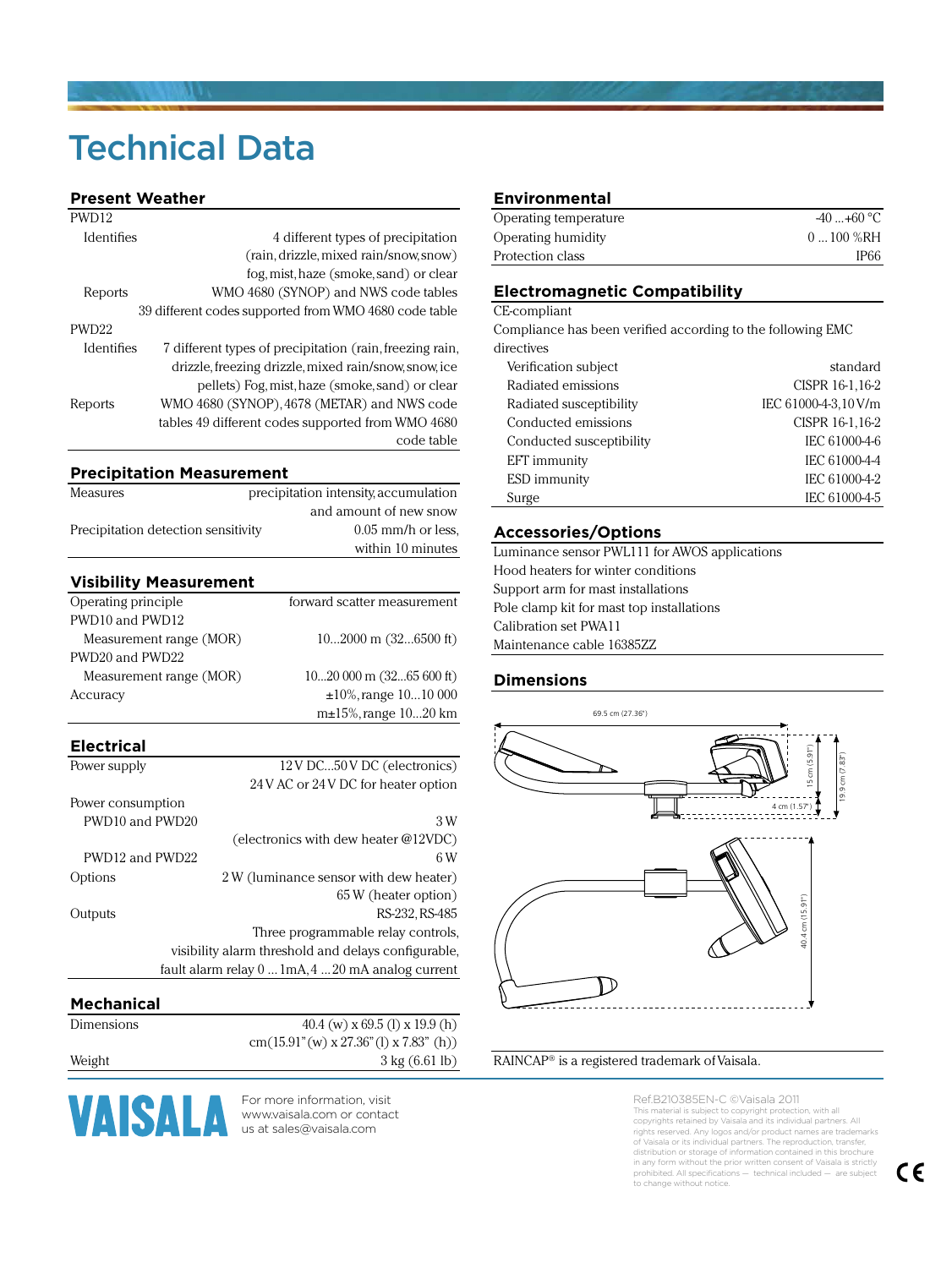# Technical Data

## Present Weather

| | |
|---|---|
| PWD12 | |
| Identifies | 4 different types of precipitation (rain, drizzle, mixed rain/snow, snow) fog, mist, haze (smoke, sand) or clear |
| Reports | WMO 4680 (SYNOP) and NWS code tables 39 different codes supported from WMO 4680 code table |
| PWD22 | |
| Identifies | 7 different types of precipitation (rain, freezing rain, drizzle, freezing drizzle, mixed rain/snow, snow, ice pellets) Fog, mist, haze (smoke, sand) or clear |
| Reports | WMO 4680 (SYNOP), 4678 (METAR) and NWS code tables 49 different codes supported from WMO 4680 code table |

## Precipitation Measurement

| | |
|---|---|
| Measures | precipitation intensity, accumulation and amount of new snow |
| Precipitation detection sensitivity | 0.05 mm/h or less, within 10 minutes |

## Visibility Measurement

| | |
|---|---|
| Operating principle | forward scatter measurement |
| PWD10 and PWD12 | |
| Measurement range (MOR) | 10...2000 m (32...6500 ft) |
| PWD20 and PWD22 | |
| Measurement range (MOR) | 10...20 000 m (32...65 600 ft) |
| Accuracy | ±10%, range 10...10 000 m±15%, range 10...20 km |

## Electrical

| | |
|---|---|
| Power supply | 12 V DC...50 V DC (electronics) 24 V AC or 24 V DC for heater option |
| Power consumption | |
| PWD10 and PWD20 | 3 W (electronics with dew heater @12VDC) |
| PWD12 and PWD22 | 6 W |
| Options | 2 W (luminance sensor with dew heater) 65 W (heater option) |
| Outputs | RS-232, RS-485 Three programmable relay controls, visibility alarm threshold and delays configurable, fault alarm relay 0 ... 1mA, 4 ... 20 mA analog current |

## Mechanical

| | |
|---|---|
| Dimensions | 40.4 (w) x 69.5 (l) x 19.9 (h) cm(15.91" (w) x 27.36" (l) x 7.83" (h)) |
| Weight | 3 kg (6.61 lb) |

## Environmental

| | |
|---|---|
| Operating temperature | -40 ...+60 °C |
| Operating humidity | 0 ... 100 %RH |
| Protection class | IP66 |

## Electromagnetic Compatibility

CE-compliant

Compliance has been verified according to the following EMC directives

| | |
|---|---|
| Verification subject | standard |
| Radiated emissions | CISPR 16-1,16-2 |
| Radiated susceptibility | IEC 61000-4-3,10 V/m |
| Conducted emissions | CISPR 16-1,16-2 |
| Conducted susceptibility | IEC 61000-4-6 |
| EFT immunity | IEC 61000-4-4 |
| ESD immunity | IEC 61000-4-2 |
| Surge | IEC 61000-4-5 |

## Accessories/Options

Luminance sensor PWL111 for AWOS applications
Hood heaters for winter conditions
Support arm for mast installations
Pole clamp kit for mast top installations
Calibration set PWA11
Maintenance cable 16385ZZ

## Dimensions

69.5 cm (27.36")
15 cm (5.91")
19.9 cm (7.83")
4 cm (1.57")
40.4 cm (15.91")

RAINCAP® is a registered trademark of Vaisala.

VAISALA

For more information, visit www.vaisala.com or contact us at sales@vaisala.com

Ref.B210385EN-C ©Vaisala 2011
This material is subject to copyright protection, with all copyrights retained by Vaisala and its individual partners. All rights reserved. Any logos and/or product names are trademarks of Vaisala or its individual partners. The reproduction, transfer, distribution or storage of information contained in this brochure in any form without the prior written consent of Vaisala is strictly prohibited. All specifications — technical included — are subject to change without notice.